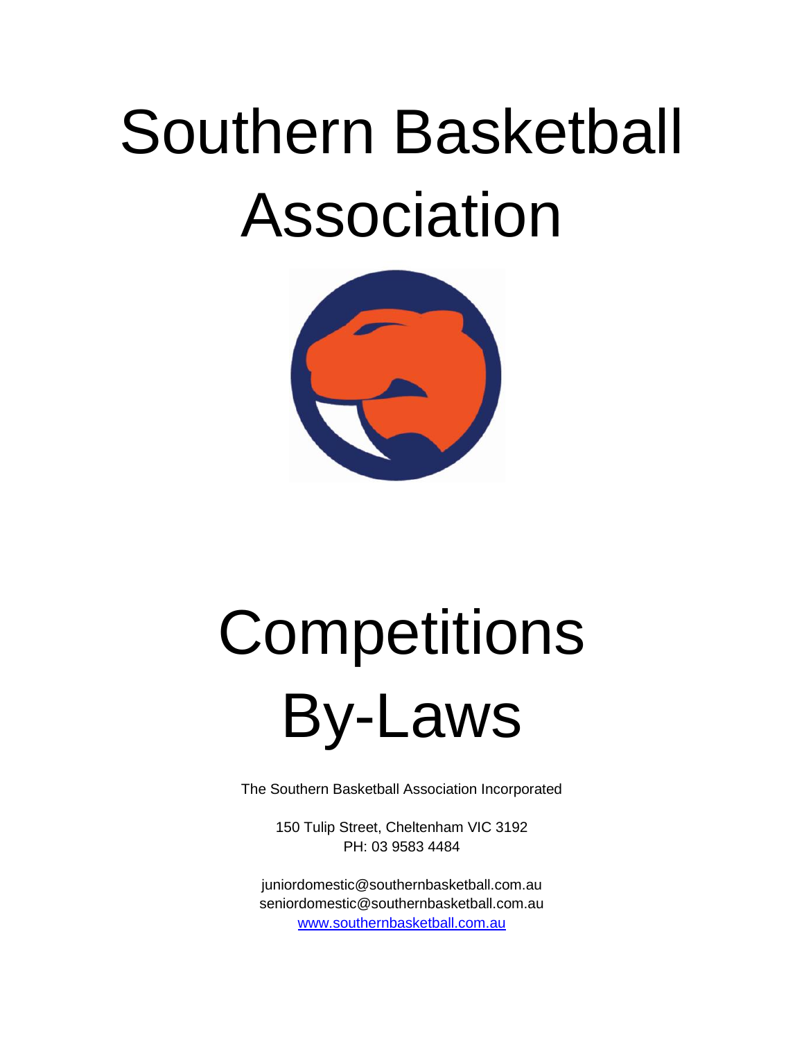# Southern Basketball Association

# Competitions By-Laws

The Southern Basketball Association Incorporated

150 Tulip Street, Cheltenham VIC 3192
PH: 03 9583 4484

juniordomestic@southernbasketball.com.au
seniordomestic@southernbasketball.com.au
[www.southernbasketball.com.au](www.southernbasketball.com.au)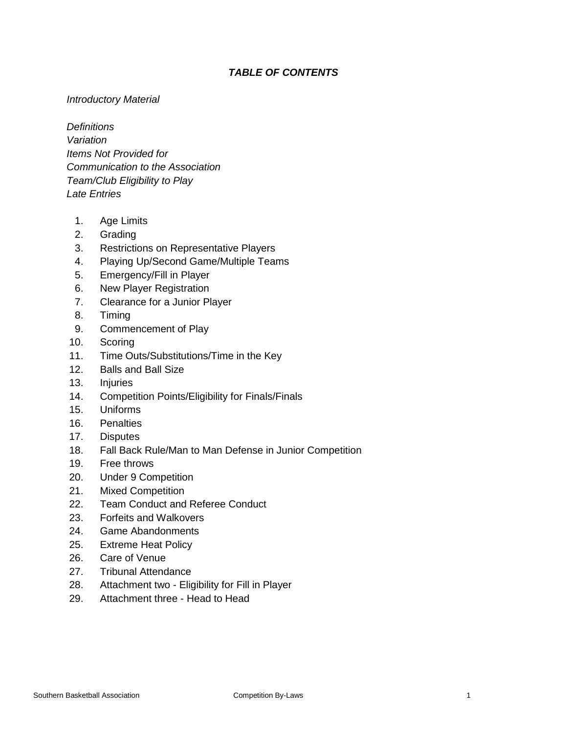## *TABLE OF CONTENTS*

*Introductory Material*

*Definitions*
*Variation*
*Items Not Provided for*
*Communication to the Association*
*Team/Club Eligibility to Play*
*Late Entries*

1. Age Limits
2. Grading
3. Restrictions on Representative Players
4. Playing Up/Second Game/Multiple Teams
5. Emergency/Fill in Player
6. New Player Registration
7. Clearance for a Junior Player
8. Timing
9. Commencement of Play
10. Scoring
11. Time Outs/Substitutions/Time in the Key
12. Balls and Ball Size
13. Injuries
14. Competition Points/Eligibility for Finals/Finals
15. Uniforms
16. Penalties
17. Disputes
18. Fall Back Rule/Man to Man Defense in Junior Competition
19. Free throws
20. Under 9 Competition
21. Mixed Competition
22. Team Conduct and Referee Conduct
23. Forfeits and Walkovers
24. Game Abandonments
25. Extreme Heat Policy
26. Care of Venue
27. Tribunal Attendance
28. Attachment two - Eligibility for Fill in Player
29. Attachment three - Head to Head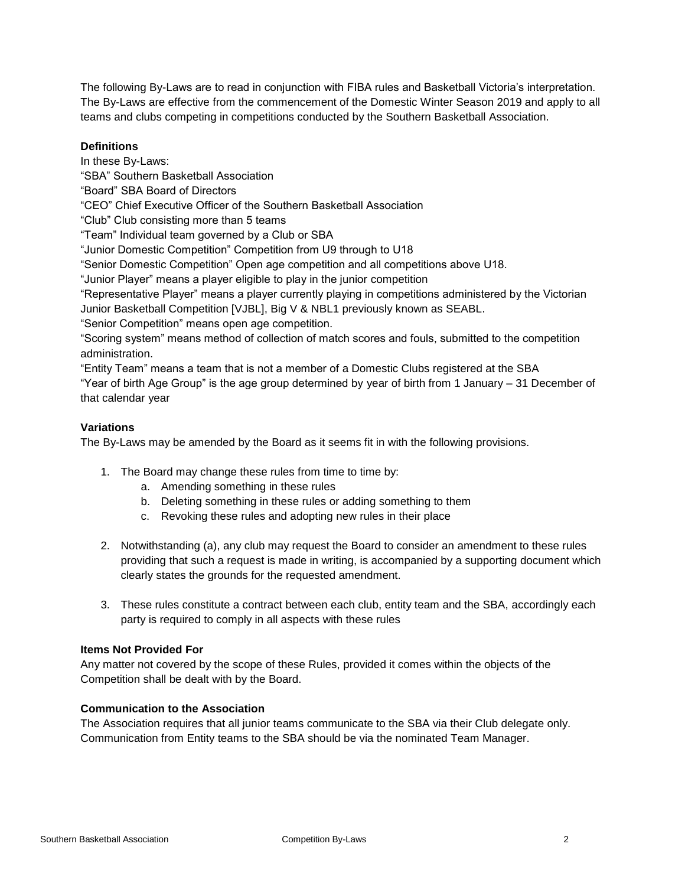The following By-Laws are to read in conjunction with FIBA rules and Basketball Victoria's interpretation. The By-Laws are effective from the commencement of the Domestic Winter Season 2019 and apply to all teams and clubs competing in competitions conducted by the Southern Basketball Association.

**Definitions**

In these By-Laws:

"SBA" Southern Basketball Association

"Board" SBA Board of Directors

"CEO" Chief Executive Officer of the Southern Basketball Association

"Club" Club consisting more than 5 teams

"Team" Individual team governed by a Club or SBA

"Junior Domestic Competition" Competition from U9 through to U18

"Senior Domestic Competition" Open age competition and all competitions above U18.

"Junior Player" means a player eligible to play in the junior competition

"Representative Player" means a player currently playing in competitions administered by the Victorian Junior Basketball Competition [VJBL], Big V & NBL1 previously known as SEABL.

"Senior Competition" means open age competition.

"Scoring system" means method of collection of match scores and fouls, submitted to the competition administration.

"Entity Team" means a team that is not a member of a Domestic Clubs registered at the SBA

"Year of birth Age Group" is the age group determined by year of birth from 1 January – 31 December of that calendar year

**Variations**

The By-Laws may be amended by the Board as it seems fit in with the following provisions.

1. The Board may change these rules from time to time by:
    a. Amending something in these rules
    b. Deleting something in these rules or adding something to them
    c. Revoking these rules and adopting new rules in their place

2. Notwithstanding (a), any club may request the Board to consider an amendment to these rules providing that such a request is made in writing, is accompanied by a supporting document which clearly states the grounds for the requested amendment.

3. These rules constitute a contract between each club, entity team and the SBA, accordingly each party is required to comply in all aspects with these rules

**Items Not Provided For**

Any matter not covered by the scope of these Rules, provided it comes within the objects of the Competition shall be dealt with by the Board.

**Communication to the Association**

The Association requires that all junior teams communicate to the SBA via their Club delegate only. Communication from Entity teams to the SBA should be via the nominated Team Manager.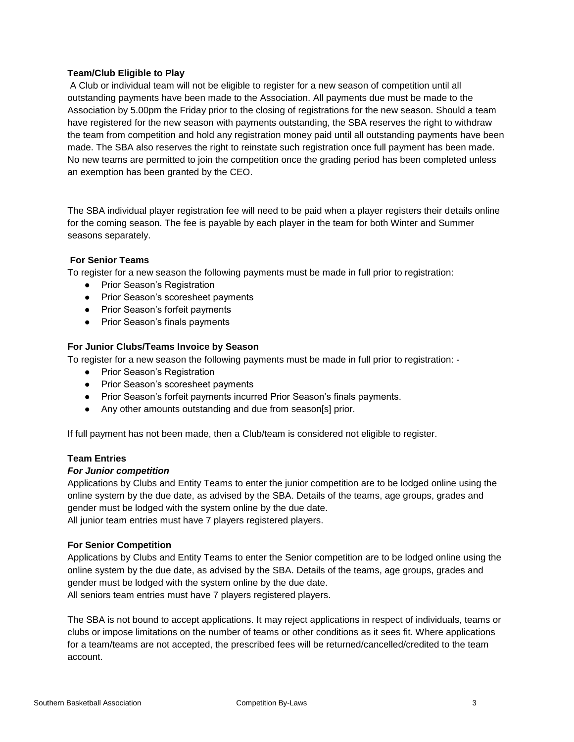**Team/Club Eligible to Play**

A Club or individual team will not be eligible to register for a new season of competition until all outstanding payments have been made to the Association. All payments due must be made to the Association by 5.00pm the Friday prior to the closing of registrations for the new season. Should a team have registered for the new season with payments outstanding, the SBA reserves the right to withdraw the team from competition and hold any registration money paid until all outstanding payments have been made. The SBA also reserves the right to reinstate such registration once full payment has been made. No new teams are permitted to join the competition once the grading period has been completed unless an exemption has been granted by the CEO.

The SBA individual player registration fee will need to be paid when a player registers their details online for the coming season. The fee is payable by each player in the team for both Winter and Summer seasons separately.

**For Senior Teams**

To register for a new season the following payments must be made in full prior to registration:

- Prior Season's Registration
- Prior Season's scoresheet payments
- Prior Season's forfeit payments
- Prior Season's finals payments

**For Junior Clubs/Teams Invoice by Season**

To register for a new season the following payments must be made in full prior to registration: -

- Prior Season's Registration
- Prior Season's scoresheet payments
- Prior Season's forfeit payments incurred Prior Season's finals payments.
- Any other amounts outstanding and due from season[s] prior.

If full payment has not been made, then a Club/team is considered not eligible to register.

**Team Entries**

***For Junior competition***

Applications by Clubs and Entity Teams to enter the junior competition are to be lodged online using the online system by the due date, as advised by the SBA. Details of the teams, age groups, grades and gender must be lodged with the system online by the due date.
All junior team entries must have 7 players registered players.

**For Senior Competition**

Applications by Clubs and Entity Teams to enter the Senior competition are to be lodged online using the online system by the due date, as advised by the SBA. Details of the teams, age groups, grades and gender must be lodged with the system online by the due date.
All seniors team entries must have 7 players registered players.

The SBA is not bound to accept applications. It may reject applications in respect of individuals, teams or clubs or impose limitations on the number of teams or other conditions as it sees fit. Where applications for a team/teams are not accepted, the prescribed fees will be returned/cancelled/credited to the team account.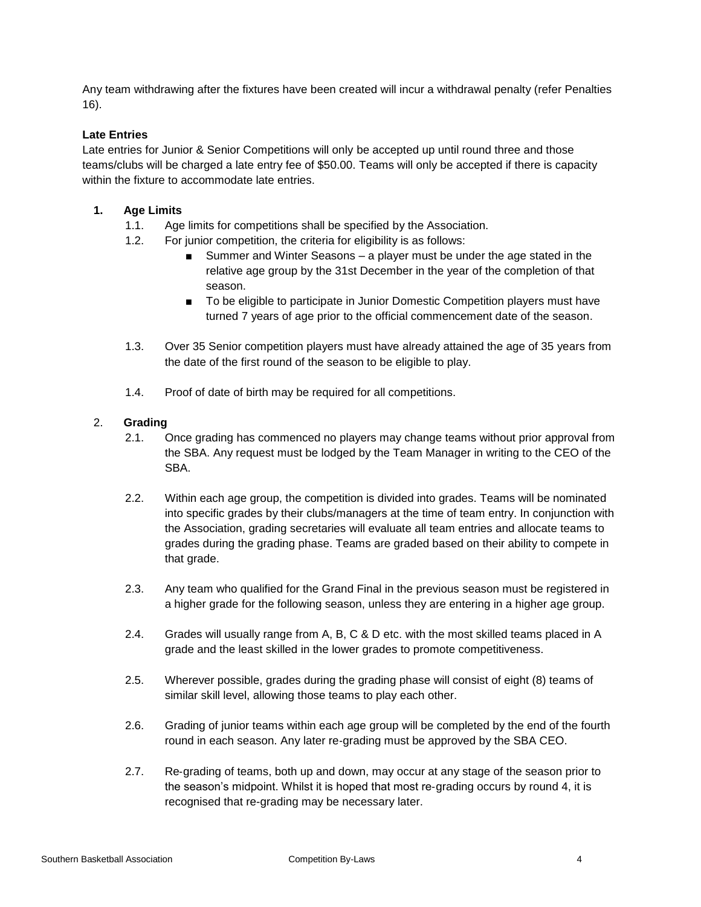Any team withdrawing after the fixtures have been created will incur a withdrawal penalty (refer Penalties 16).

**Late Entries**
Late entries for Junior & Senior Competitions will only be accepted up until round three and those teams/clubs will be charged a late entry fee of $50.00. Teams will only be accepted if there is capacity within the fixture to accommodate late entries.

1. **Age Limits**
   1.1. Age limits for competitions shall be specified by the Association.
   1.2. For junior competition, the criteria for eligibility is as follows:
      - Summer and Winter Seasons – a player must be under the age stated in the relative age group by the 31st December in the year of the completion of that season.
      - To be eligible to participate in Junior Domestic Competition players must have turned 7 years of age prior to the official commencement date of the season.

   1.3. Over 35 Senior competition players must have already attained the age of 35 years from the date of the first round of the season to be eligible to play.

   1.4. Proof of date of birth may be required for all competitions.

2. **Grading**
   2.1. Once grading has commenced no players may change teams without prior approval from the SBA. Any request must be lodged by the Team Manager in writing to the CEO of the SBA.

   2.2. Within each age group, the competition is divided into grades. Teams will be nominated into specific grades by their clubs/managers at the time of team entry. In conjunction with the Association, grading secretaries will evaluate all team entries and allocate teams to grades during the grading phase. Teams are graded based on their ability to compete in that grade.

   2.3. Any team who qualified for the Grand Final in the previous season must be registered in a higher grade for the following season, unless they are entering in a higher age group.

   2.4. Grades will usually range from A, B, C & D etc. with the most skilled teams placed in A grade and the least skilled in the lower grades to promote competitiveness.

   2.5. Wherever possible, grades during the grading phase will consist of eight (8) teams of similar skill level, allowing those teams to play each other.

   2.6. Grading of junior teams within each age group will be completed by the end of the fourth round in each season. Any later re-grading must be approved by the SBA CEO.

   2.7. Re-grading of teams, both up and down, may occur at any stage of the season prior to the season's midpoint. Whilst it is hoped that most re-grading occurs by round 4, it is recognised that re-grading may be necessary later.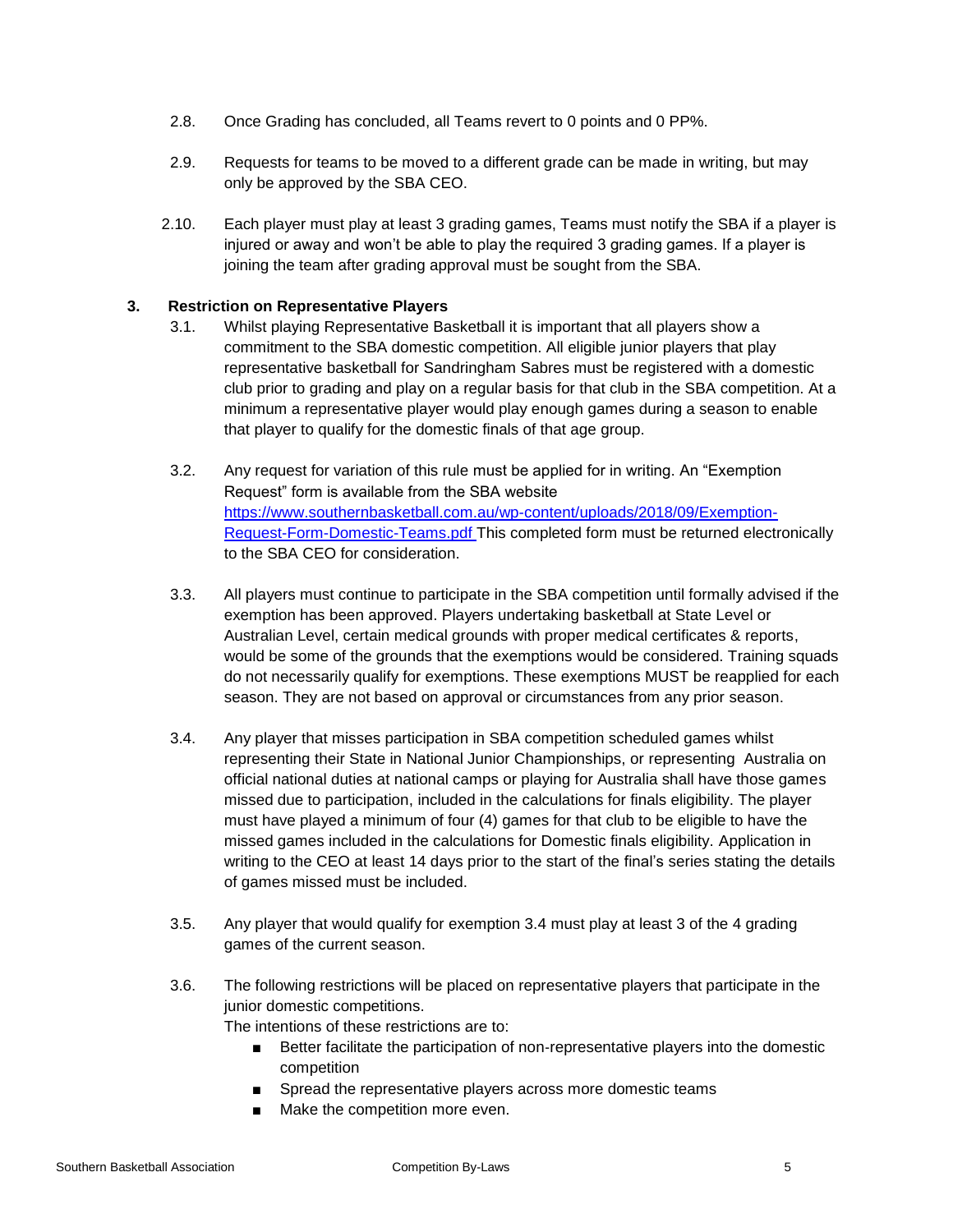2.8. Once Grading has concluded, all Teams revert to 0 points and 0 PP%.

2.9. Requests for teams to be moved to a different grade can be made in writing, but may only be approved by the SBA CEO.

2.10. Each player must play at least 3 grading games, Teams must notify the SBA if a player is injured or away and won't be able to play the required 3 grading games. If a player is joining the team after grading approval must be sought from the SBA.

## 3. Restriction on Representative Players

3.1. Whilst playing Representative Basketball it is important that all players show a commitment to the SBA domestic competition. All eligible junior players that play representative basketball for Sandringham Sabres must be registered with a domestic club prior to grading and play on a regular basis for that club in the SBA competition. At a minimum a representative player would play enough games during a season to enable that player to qualify for the domestic finals of that age group.

3.2. Any request for variation of this rule must be applied for in writing. An "Exemption Request" form is available from the SBA website [https://www.southernbasketball.com.au/wp-content/uploads/2018/09/Exemption-Request-Form-Domestic-Teams.pdf](https://www.southernbasketball.com.au/wp-content/uploads/2018/09/Exemption-Request-Form-Domestic-Teams.pdf) This completed form must be returned electronically to the SBA CEO for consideration.

3.3. All players must continue to participate in the SBA competition until formally advised if the exemption has been approved. Players undertaking basketball at State Level or Australian Level, certain medical grounds with proper medical certificates & reports, would be some of the grounds that the exemptions would be considered. Training squads do not necessarily qualify for exemptions. These exemptions MUST be reapplied for each season. They are not based on approval or circumstances from any prior season.

3.4. Any player that misses participation in SBA competition scheduled games whilst representing their State in National Junior Championships, or representing Australia on official national duties at national camps or playing for Australia shall have those games missed due to participation, included in the calculations for finals eligibility. The player must have played a minimum of four (4) games for that club to be eligible to have the missed games included in the calculations for Domestic finals eligibility. Application in writing to the CEO at least 14 days prior to the start of the final's series stating the details of games missed must be included.

3.5. Any player that would qualify for exemption 3.4 must play at least 3 of the 4 grading games of the current season.

3.6. The following restrictions will be placed on representative players that participate in the junior domestic competitions.
The intentions of these restrictions are to:

- Better facilitate the participation of non-representative players into the domestic competition
- Spread the representative players across more domestic teams
- Make the competition more even.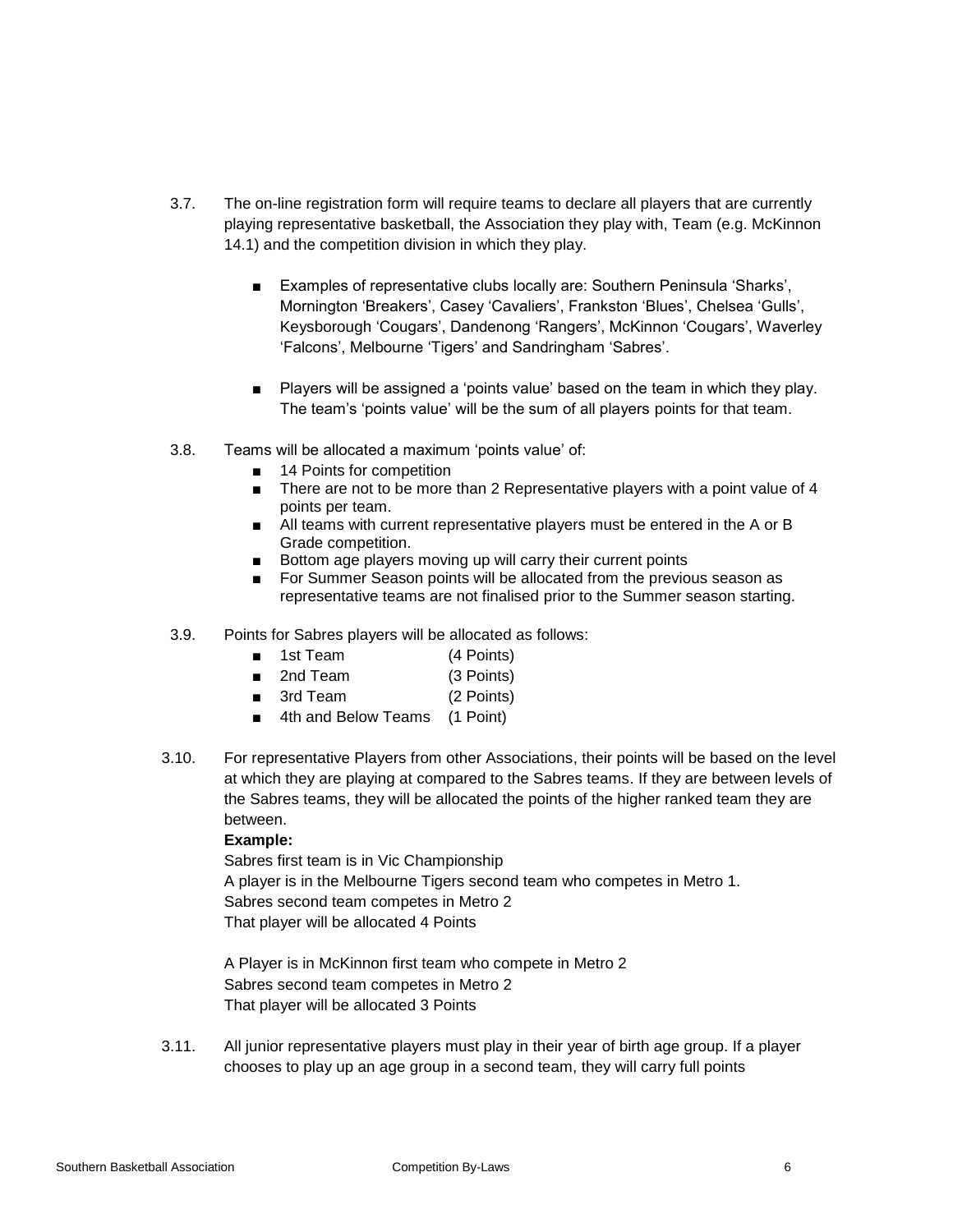3.7. The on-line registration form will require teams to declare all players that are currently playing representative basketball, the Association they play with, Team (e.g. McKinnon 14.1) and the competition division in which they play.

- Examples of representative clubs locally are: Southern Peninsula 'Sharks', Mornington 'Breakers', Casey 'Cavaliers', Frankston 'Blues', Chelsea 'Gulls', Keysborough 'Cougars', Dandenong 'Rangers', McKinnon 'Cougars', Waverley 'Falcons', Melbourne 'Tigers' and Sandringham 'Sabres'.

- Players will be assigned a 'points value' based on the team in which they play. The team's 'points value' will be the sum of all players points for that team.

3.8. Teams will be allocated a maximum 'points value' of:

- 14 Points for competition
- There are not to be more than 2 Representative players with a point value of 4 points per team.
- All teams with current representative players must be entered in the A or B Grade competition.
- Bottom age players moving up will carry their current points
- For Summer Season points will be allocated from the previous season as representative teams are not finalised prior to the Summer season starting.

3.9. Points for Sabres players will be allocated as follows:

- 1st Team (4 Points)
- 2nd Team (3 Points)
- 3rd Team (2 Points)
- 4th and Below Teams (1 Point)

3.10. For representative Players from other Associations, their points will be based on the level at which they are playing at compared to the Sabres teams. If they are between levels of the Sabres teams, they will be allocated the points of the higher ranked team they are between.

**Example:**

Sabres first team is in Vic Championship
A player is in the Melbourne Tigers second team who competes in Metro 1.
Sabres second team competes in Metro 2
That player will be allocated 4 Points

A Player is in McKinnon first team who compete in Metro 2
Sabres second team competes in Metro 2
That player will be allocated 3 Points

3.11. All junior representative players must play in their year of birth age group. If a player chooses to play up an age group in a second team, they will carry full points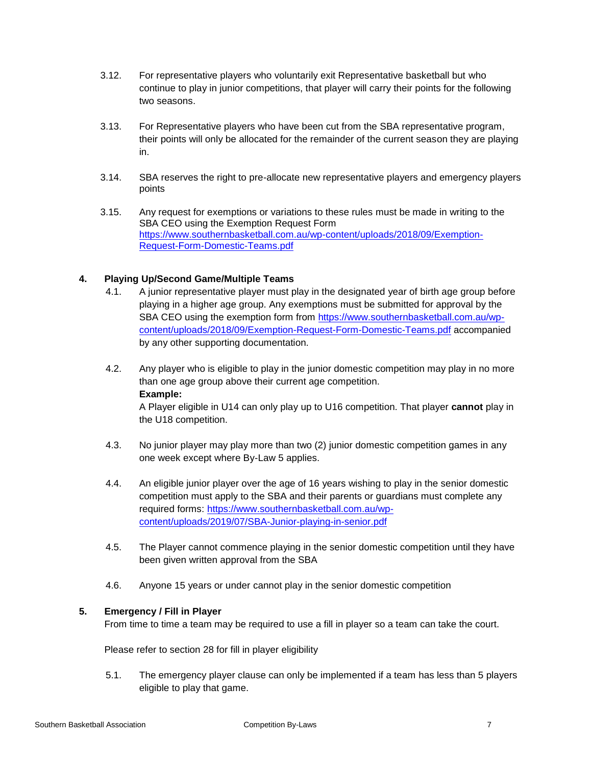3.12. For representative players who voluntarily exit Representative basketball but who continue to play in junior competitions, that player will carry their points for the following two seasons.

3.13. For Representative players who have been cut from the SBA representative program, their points will only be allocated for the remainder of the current season they are playing in.

3.14. SBA reserves the right to pre-allocate new representative players and emergency players points

3.15. Any request for exemptions or variations to these rules must be made in writing to the SBA CEO using the Exemption Request Form https://www.southernbasketball.com.au/wp-content/uploads/2018/09/Exemption-Request-Form-Domestic-Teams.pdf

## 4. Playing Up/Second Game/Multiple Teams

4.1. A junior representative player must play in the designated year of birth age group before playing in a higher age group. Any exemptions must be submitted for approval by the SBA CEO using the exemption form from https://www.southernbasketball.com.au/wp-content/uploads/2018/09/Exemption-Request-Form-Domestic-Teams.pdf accompanied by any other supporting documentation.

4.2. Any player who is eligible to play in the junior domestic competition may play in no more than one age group above their current age competition.
**Example:**
A Player eligible in U14 can only play up to U16 competition. That player **cannot** play in the U18 competition.

4.3. No junior player may play more than two (2) junior domestic competition games in any one week except where By-Law 5 applies.

4.4. An eligible junior player over the age of 16 years wishing to play in the senior domestic competition must apply to the SBA and their parents or guardians must complete any required forms: https://www.southernbasketball.com.au/wp-content/uploads/2019/07/SBA-Junior-playing-in-senior.pdf

4.5. The Player cannot commence playing in the senior domestic competition until they have been given written approval from the SBA

4.6. Anyone 15 years or under cannot play in the senior domestic competition

## 5. Emergency / Fill in Player

From time to time a team may be required to use a fill in player so a team can take the court.

Please refer to section 28 for fill in player eligibility

5.1. The emergency player clause can only be implemented if a team has less than 5 players eligible to play that game.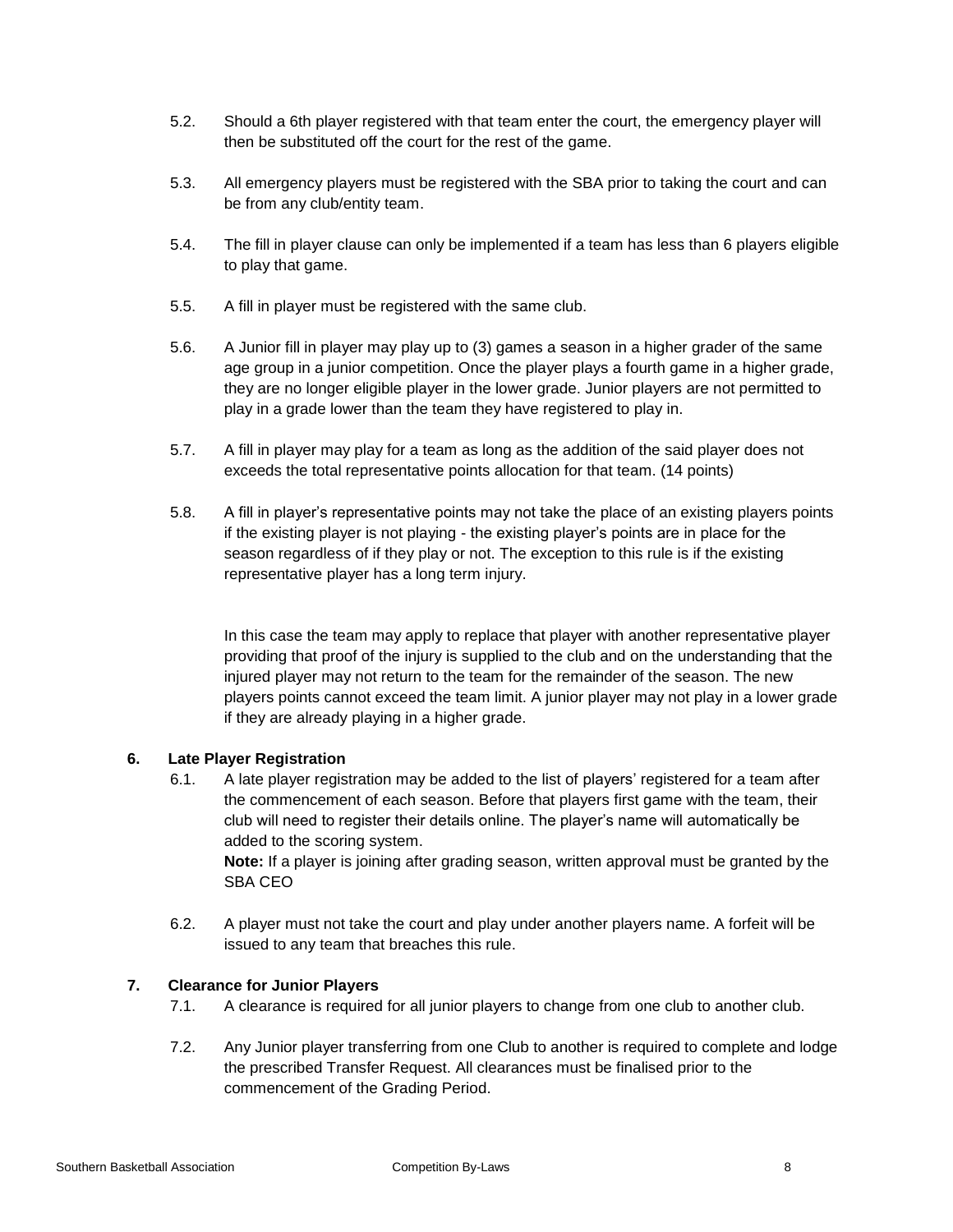5.2. Should a 6th player registered with that team enter the court, the emergency player will then be substituted off the court for the rest of the game.

5.3. All emergency players must be registered with the SBA prior to taking the court and can be from any club/entity team.

5.4. The fill in player clause can only be implemented if a team has less than 6 players eligible to play that game.

5.5. A fill in player must be registered with the same club.

5.6. A Junior fill in player may play up to (3) games a season in a higher grader of the same age group in a junior competition. Once the player plays a fourth game in a higher grade, they are no longer eligible player in the lower grade. Junior players are not permitted to play in a grade lower than the team they have registered to play in.

5.7. A fill in player may play for a team as long as the addition of the said player does not exceeds the total representative points allocation for that team. (14 points)

5.8. A fill in player's representative points may not take the place of an existing players points if the existing player is not playing - the existing player's points are in place for the season regardless of if they play or not. The exception to this rule is if the existing representative player has a long term injury.

In this case the team may apply to replace that player with another representative player providing that proof of the injury is supplied to the club and on the understanding that the injured player may not return to the team for the remainder of the season. The new players points cannot exceed the team limit. A junior player may not play in a lower grade if they are already playing in a higher grade.

## 6. Late Player Registration

6.1. A late player registration may be added to the list of players' registered for a team after the commencement of each season. Before that players first game with the team, their club will need to register their details online. The player's name will automatically be added to the scoring system.
**Note:** If a player is joining after grading season, written approval must be granted by the SBA CEO

6.2. A player must not take the court and play under another players name. A forfeit will be issued to any team that breaches this rule.

## 7. Clearance for Junior Players

7.1. A clearance is required for all junior players to change from one club to another club.

7.2. Any Junior player transferring from one Club to another is required to complete and lodge the prescribed Transfer Request. All clearances must be finalised prior to the commencement of the Grading Period.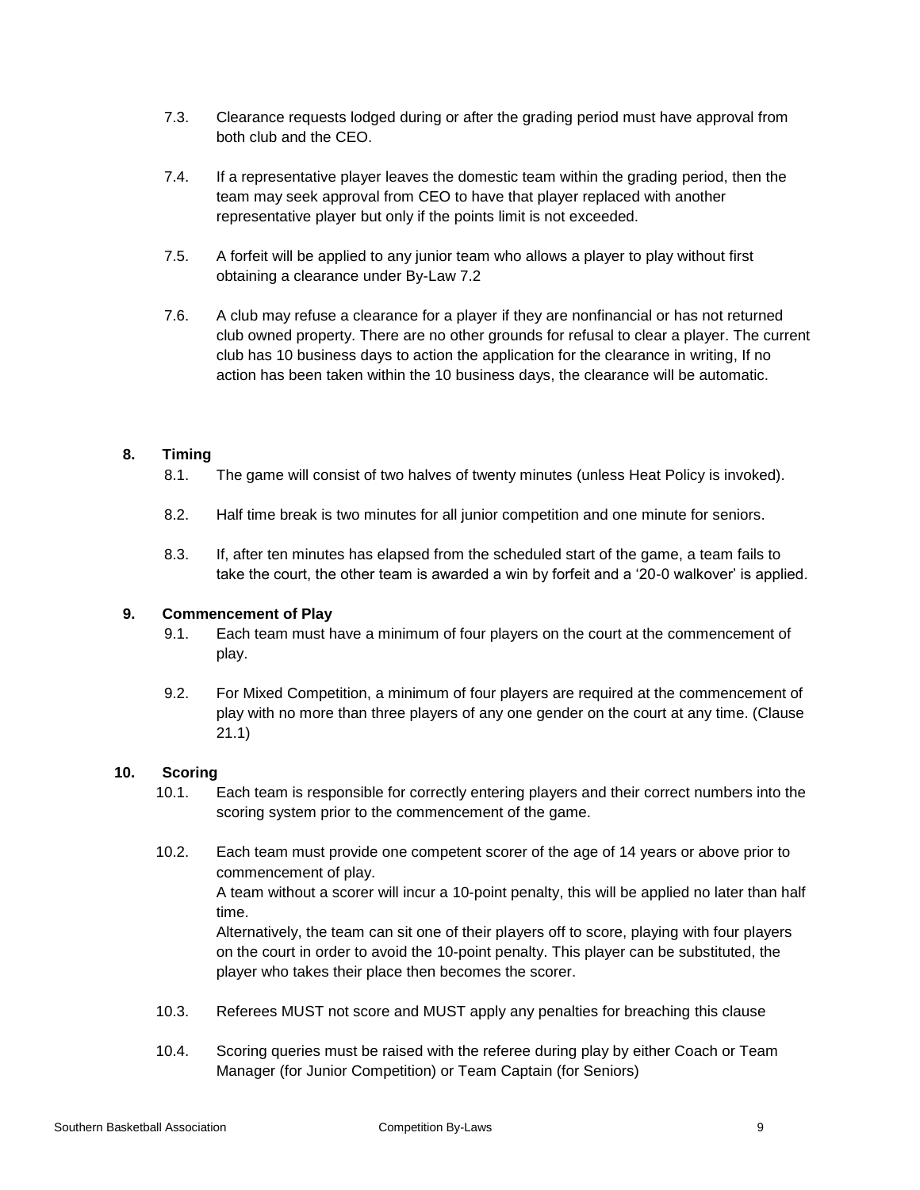7.3. Clearance requests lodged during or after the grading period must have approval from both club and the CEO.

7.4. If a representative player leaves the domestic team within the grading period, then the team may seek approval from CEO to have that player replaced with another representative player but only if the points limit is not exceeded.

7.5. A forfeit will be applied to any junior team who allows a player to play without first obtaining a clearance under By-Law 7.2

7.6. A club may refuse a clearance for a player if they are nonfinancial or has not returned club owned property. There are no other grounds for refusal to clear a player. The current club has 10 business days to action the application for the clearance in writing, If no action has been taken within the 10 business days, the clearance will be automatic.

## 8. Timing

8.1. The game will consist of two halves of twenty minutes (unless Heat Policy is invoked).

8.2. Half time break is two minutes for all junior competition and one minute for seniors.

8.3. If, after ten minutes has elapsed from the scheduled start of the game, a team fails to take the court, the other team is awarded a win by forfeit and a '20-0 walkover' is applied.

## 9. Commencement of Play

9.1. Each team must have a minimum of four players on the court at the commencement of play.

9.2. For Mixed Competition, a minimum of four players are required at the commencement of play with no more than three players of any one gender on the court at any time. (Clause 21.1)

## 10. Scoring

10.1. Each team is responsible for correctly entering players and their correct numbers into the scoring system prior to the commencement of the game.

10.2. Each team must provide one competent scorer of the age of 14 years or above prior to commencement of play.
A team without a scorer will incur a 10-point penalty, this will be applied no later than half time.
Alternatively, the team can sit one of their players off to score, playing with four players on the court in order to avoid the 10-point penalty. This player can be substituted, the player who takes their place then becomes the scorer.

10.3. Referees MUST not score and MUST apply any penalties for breaching this clause

10.4. Scoring queries must be raised with the referee during play by either Coach or Team Manager (for Junior Competition) or Team Captain (for Seniors)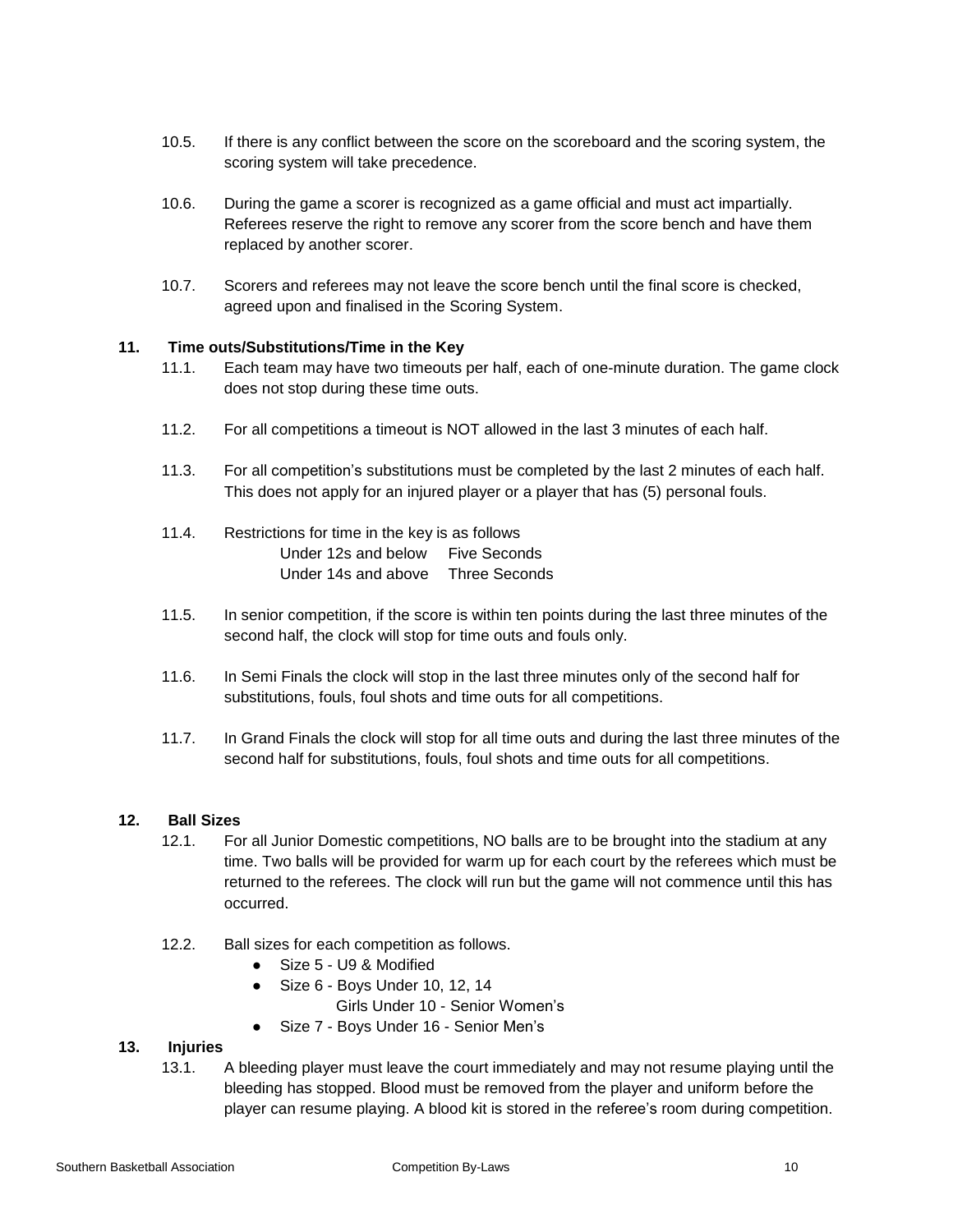10.5. If there is any conflict between the score on the scoreboard and the scoring system, the scoring system will take precedence.

10.6. During the game a scorer is recognized as a game official and must act impartially. Referees reserve the right to remove any scorer from the score bench and have them replaced by another scorer.

10.7. Scorers and referees may not leave the score bench until the final score is checked, agreed upon and finalised in the Scoring System.

### 11. Time outs/Substitutions/Time in the Key

11.1. Each team may have two timeouts per half, each of one-minute duration. The game clock does not stop during these time outs.

11.2. For all competitions a timeout is NOT allowed in the last 3 minutes of each half.

11.3. For all competition's substitutions must be completed by the last 2 minutes of each half. This does not apply for an injured player or a player that has (5) personal fouls.

11.4. Restrictions for time in the key is as follows

Under 12s and below  Five Seconds
Under 14s and above  Three Seconds

11.5. In senior competition, if the score is within ten points during the last three minutes of the second half, the clock will stop for time outs and fouls only.

11.6. In Semi Finals the clock will stop in the last three minutes only of the second half for substitutions, fouls, foul shots and time outs for all competitions.

11.7. In Grand Finals the clock will stop for all time outs and during the last three minutes of the second half for substitutions, fouls, foul shots and time outs for all competitions.

### 12. Ball Sizes

12.1. For all Junior Domestic competitions, NO balls are to be brought into the stadium at any time. Two balls will be provided for warm up for each court by the referees which must be returned to the referees. The clock will run but the game will not commence until this has occurred.

12.2. Ball sizes for each competition as follows.

- Size 5 - U9 & Modified
- Size 6 - Boys Under 10, 12, 14
  Girls Under 10 - Senior Women's
- Size 7 - Boys Under 16 - Senior Men's

### 13. Injuries

13.1. A bleeding player must leave the court immediately and may not resume playing until the bleeding has stopped. Blood must be removed from the player and uniform before the player can resume playing. A blood kit is stored in the referee's room during competition.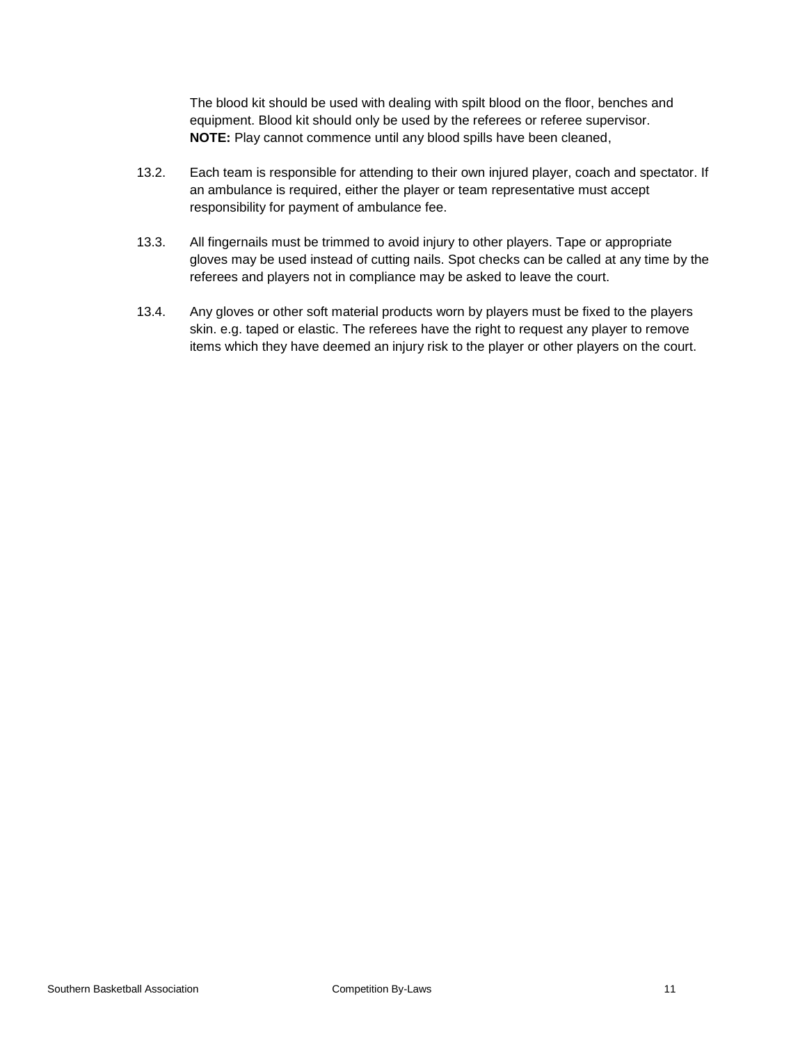The blood kit should be used with dealing with spilt blood on the floor, benches and equipment. Blood kit should only be used by the referees or referee supervisor.
**NOTE:** Play cannot commence until any blood spills have been cleaned,

13.2. Each team is responsible for attending to their own injured player, coach and spectator. If an ambulance is required, either the player or team representative must accept responsibility for payment of ambulance fee.

13.3. All fingernails must be trimmed to avoid injury to other players. Tape or appropriate gloves may be used instead of cutting nails. Spot checks can be called at any time by the referees and players not in compliance may be asked to leave the court.

13.4. Any gloves or other soft material products worn by players must be fixed to the players skin. e.g. taped or elastic. The referees have the right to request any player to remove items which they have deemed an injury risk to the player or other players on the court.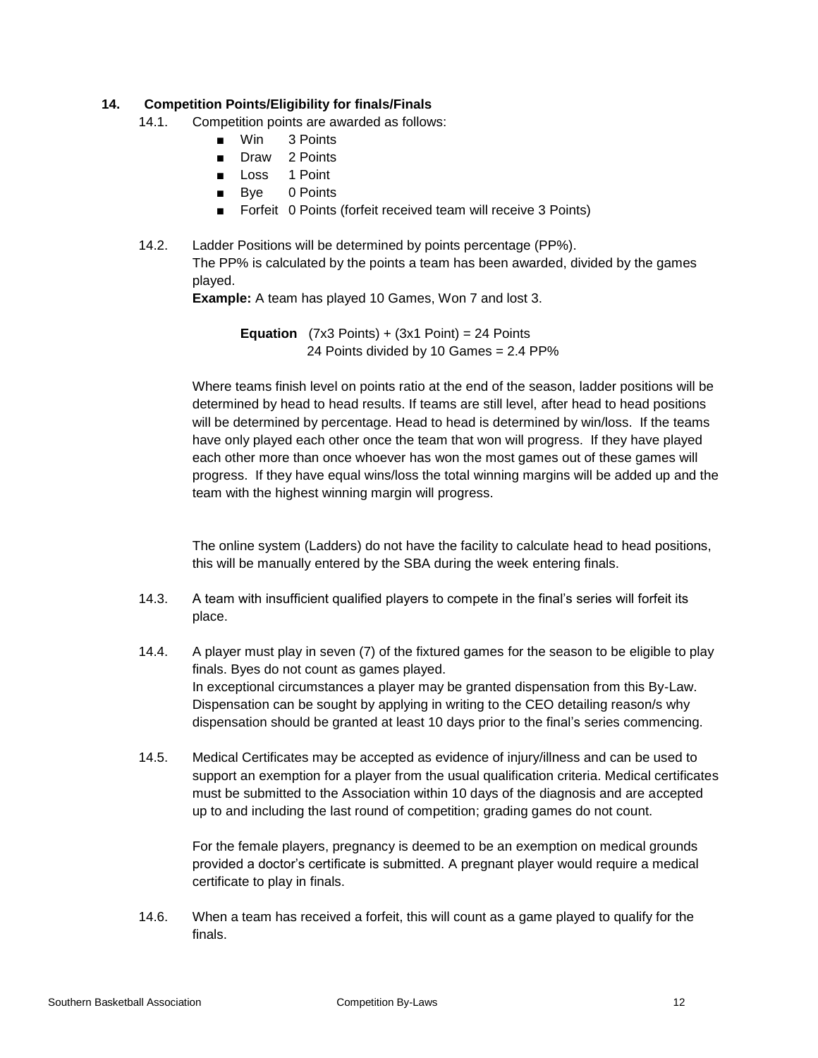## 14. Competition Points/Eligibility for finals/Finals

14.1. Competition points are awarded as follows:

- Win 3 Points
- Draw 2 Points
- Loss 1 Point
- Bye 0 Points
- Forfeit 0 Points (forfeit received team will receive 3 Points)

14.2. Ladder Positions will be determined by points percentage (PP%).
The PP% is calculated by the points a team has been awarded, divided by the games played.
**Example:** A team has played 10 Games, Won 7 and lost 3.

**Equation** (7x3 Points) + (3x1 Point) = 24 Points
24 Points divided by 10 Games = 2.4 PP%

Where teams finish level on points ratio at the end of the season, ladder positions will be determined by head to head results. If teams are still level, after head to head positions will be determined by percentage. Head to head is determined by win/loss. If the teams have only played each other once the team that won will progress. If they have played each other more than once whoever has won the most games out of these games will progress. If they have equal wins/loss the total winning margins will be added up and the team with the highest winning margin will progress.

The online system (Ladders) do not have the facility to calculate head to head positions, this will be manually entered by the SBA during the week entering finals.

14.3. A team with insufficient qualified players to compete in the final's series will forfeit its place.

14.4. A player must play in seven (7) of the fixtured games for the season to be eligible to play finals. Byes do not count as games played.
In exceptional circumstances a player may be granted dispensation from this By-Law. Dispensation can be sought by applying in writing to the CEO detailing reason/s why dispensation should be granted at least 10 days prior to the final's series commencing.

14.5. Medical Certificates may be accepted as evidence of injury/illness and can be used to support an exemption for a player from the usual qualification criteria. Medical certificates must be submitted to the Association within 10 days of the diagnosis and are accepted up to and including the last round of competition; grading games do not count.

For the female players, pregnancy is deemed to be an exemption on medical grounds provided a doctor's certificate is submitted. A pregnant player would require a medical certificate to play in finals.

14.6. When a team has received a forfeit, this will count as a game played to qualify for the finals.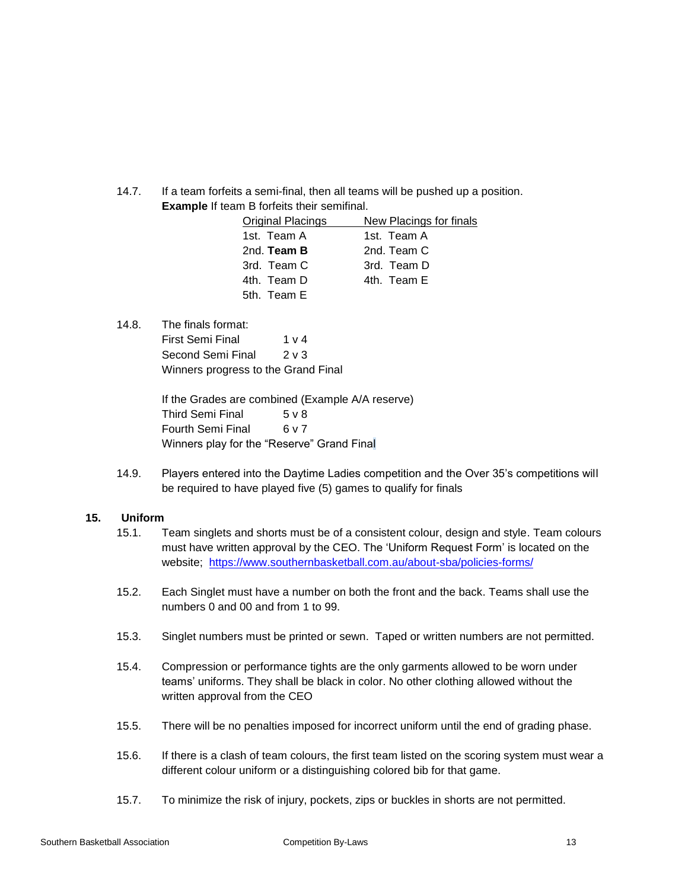14.7. If a team forfeits a semi-final, then all teams will be pushed up a position.
**Example** If team B forfeits their semifinal.

| Original Placings | New Placings for finals |
|---|---|
| 1st. Team A | 1st. Team A |
| 2nd. **Team B** | 2nd. Team C |
| 3rd. Team C | 3rd. Team D |
| 4th. Team D | 4th. Team E |
| 5th. Team E | |

14.8. The finals format:
First Semi Final 1 v 4
Second Semi Final 2 v 3
Winners progress to the Grand Final

If the Grades are combined (Example A/A reserve)
Third Semi Final 5 v 8
Fourth Semi Final 6 v 7
Winners play for the "Reserve" Grand Final

14.9. Players entered into the Daytime Ladies competition and the Over 35's competitions will be required to have played five (5) games to qualify for finals

## 15. Uniform

15.1. Team singlets and shorts must be of a consistent colour, design and style. Team colours must have written approval by the CEO. The 'Uniform Request Form' is located on the website; https://www.southernbasketball.com.au/about-sba/policies-forms/

15.2. Each Singlet must have a number on both the front and the back. Teams shall use the numbers 0 and 00 and from 1 to 99.

15.3. Singlet numbers must be printed or sewn. Taped or written numbers are not permitted.

15.4. Compression or performance tights are the only garments allowed to be worn under teams' uniforms. They shall be black in color. No other clothing allowed without the written approval from the CEO

15.5. There will be no penalties imposed for incorrect uniform until the end of grading phase.

15.6. If there is a clash of team colours, the first team listed on the scoring system must wear a different colour uniform or a distinguishing colored bib for that game.

15.7. To minimize the risk of injury, pockets, zips or buckles in shorts are not permitted.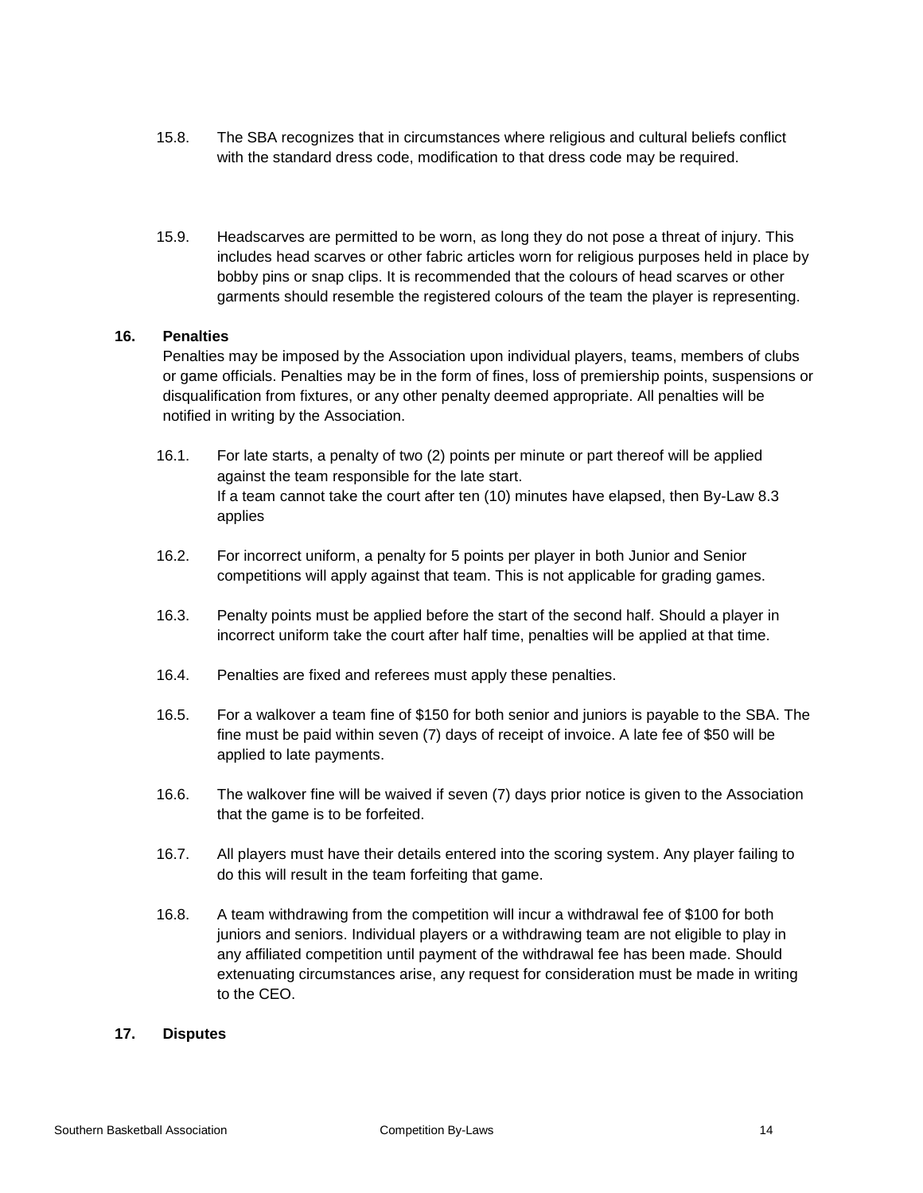15.8. The SBA recognizes that in circumstances where religious and cultural beliefs conflict with the standard dress code, modification to that dress code may be required.

15.9. Headscarves are permitted to be worn, as long they do not pose a threat of injury. This includes head scarves or other fabric articles worn for religious purposes held in place by bobby pins or snap clips. It is recommended that the colours of head scarves or other garments should resemble the registered colours of the team the player is representing.

## 16. Penalties

Penalties may be imposed by the Association upon individual players, teams, members of clubs or game officials. Penalties may be in the form of fines, loss of premiership points, suspensions or disqualification from fixtures, or any other penalty deemed appropriate. All penalties will be notified in writing by the Association.

16.1. For late starts, a penalty of two (2) points per minute or part thereof will be applied against the team responsible for the late start.
If a team cannot take the court after ten (10) minutes have elapsed, then By-Law 8.3 applies

16.2. For incorrect uniform, a penalty for 5 points per player in both Junior and Senior competitions will apply against that team. This is not applicable for grading games.

16.3. Penalty points must be applied before the start of the second half. Should a player in incorrect uniform take the court after half time, penalties will be applied at that time.

16.4. Penalties are fixed and referees must apply these penalties.

16.5. For a walkover a team fine of $150 for both senior and juniors is payable to the SBA. The fine must be paid within seven (7) days of receipt of invoice. A late fee of $50 will be applied to late payments.

16.6. The walkover fine will be waived if seven (7) days prior notice is given to the Association that the game is to be forfeited.

16.7. All players must have their details entered into the scoring system. Any player failing to do this will result in the team forfeiting that game.

16.8. A team withdrawing from the competition will incur a withdrawal fee of $100 for both juniors and seniors. Individual players or a withdrawing team are not eligible to play in any affiliated competition until payment of the withdrawal fee has been made. Should extenuating circumstances arise, any request for consideration must be made in writing to the CEO.

## 17. Disputes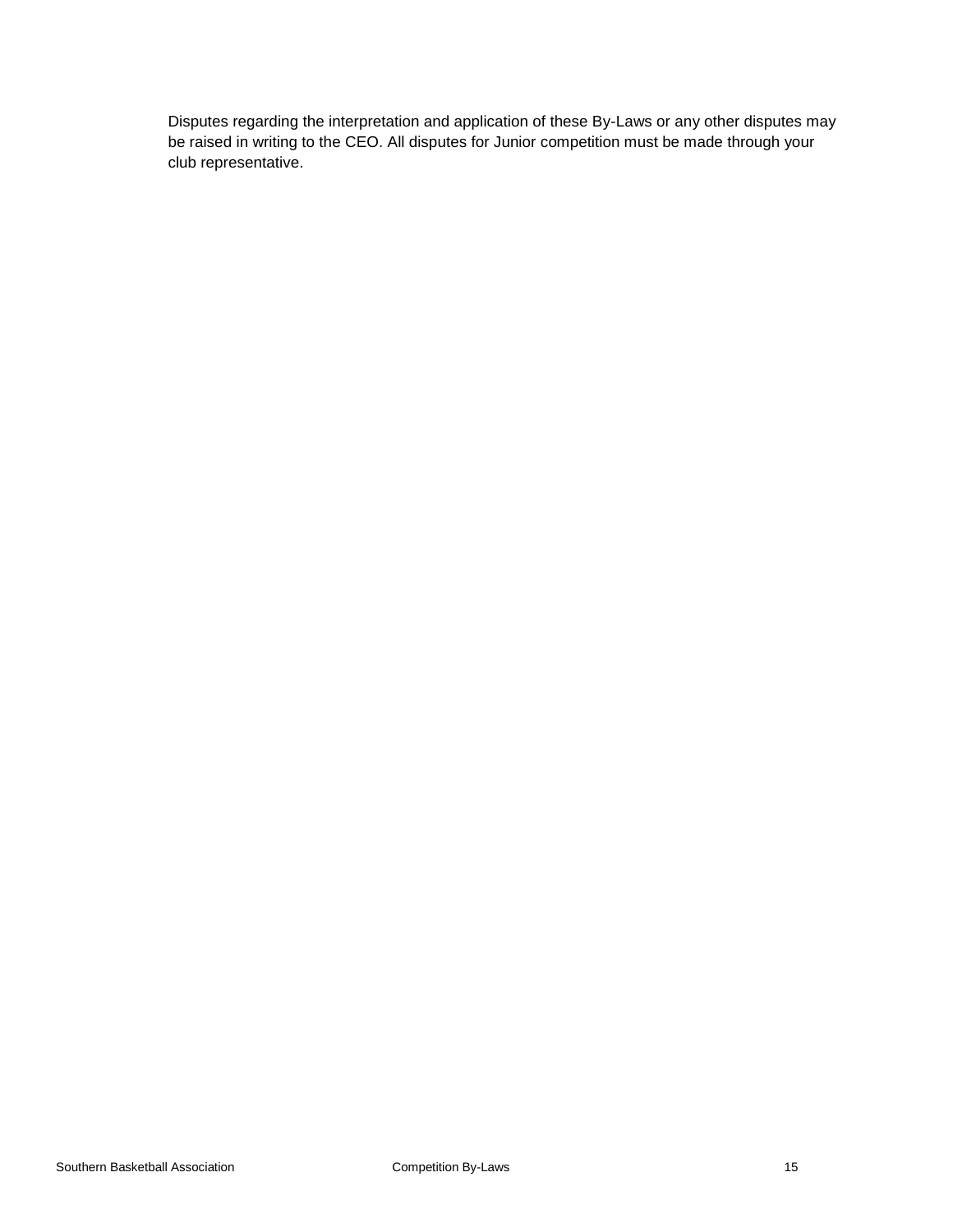Disputes regarding the interpretation and application of these By-Laws or any other disputes may be raised in writing to the CEO. All disputes for Junior competition must be made through your club representative.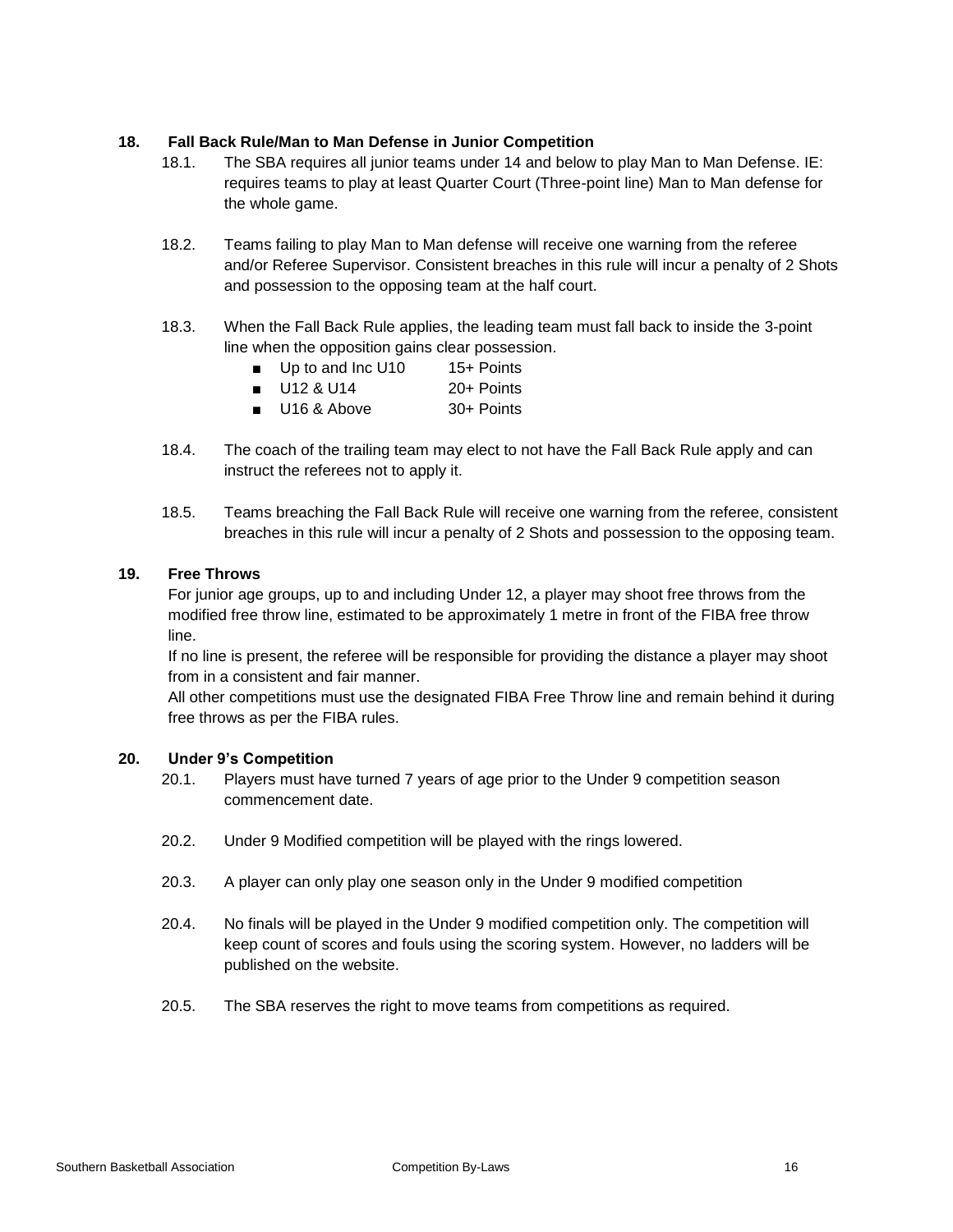### 18. Fall Back Rule/Man to Man Defense in Junior Competition

18.1. The SBA requires all junior teams under 14 and below to play Man to Man Defense. IE: requires teams to play at least Quarter Court (Three-point line) Man to Man defense for the whole game.

18.2. Teams failing to play Man to Man defense will receive one warning from the referee and/or Referee Supervisor. Consistent breaches in this rule will incur a penalty of 2 Shots and possession to the opposing team at the half court.

18.3. When the Fall Back Rule applies, the leading team must fall back to inside the 3-point line when the opposition gains clear possession.

- Up to and Inc U10 15+ Points
- U12 & U14 20+ Points
- U16 & Above 30+ Points

18.4. The coach of the trailing team may elect to not have the Fall Back Rule apply and can instruct the referees not to apply it.

18.5. Teams breaching the Fall Back Rule will receive one warning from the referee, consistent breaches in this rule will incur a penalty of 2 Shots and possession to the opposing team.

### 19. Free Throws

For junior age groups, up to and including Under 12, a player may shoot free throws from the modified free throw line, estimated to be approximately 1 metre in front of the FIBA free throw line.

If no line is present, the referee will be responsible for providing the distance a player may shoot from in a consistent and fair manner.

All other competitions must use the designated FIBA Free Throw line and remain behind it during free throws as per the FIBA rules.

### 20. Under 9's Competition

20.1. Players must have turned 7 years of age prior to the Under 9 competition season commencement date.

20.2. Under 9 Modified competition will be played with the rings lowered.

20.3. A player can only play one season only in the Under 9 modified competition

20.4. No finals will be played in the Under 9 modified competition only. The competition will keep count of scores and fouls using the scoring system. However, no ladders will be published on the website.

20.5. The SBA reserves the right to move teams from competitions as required.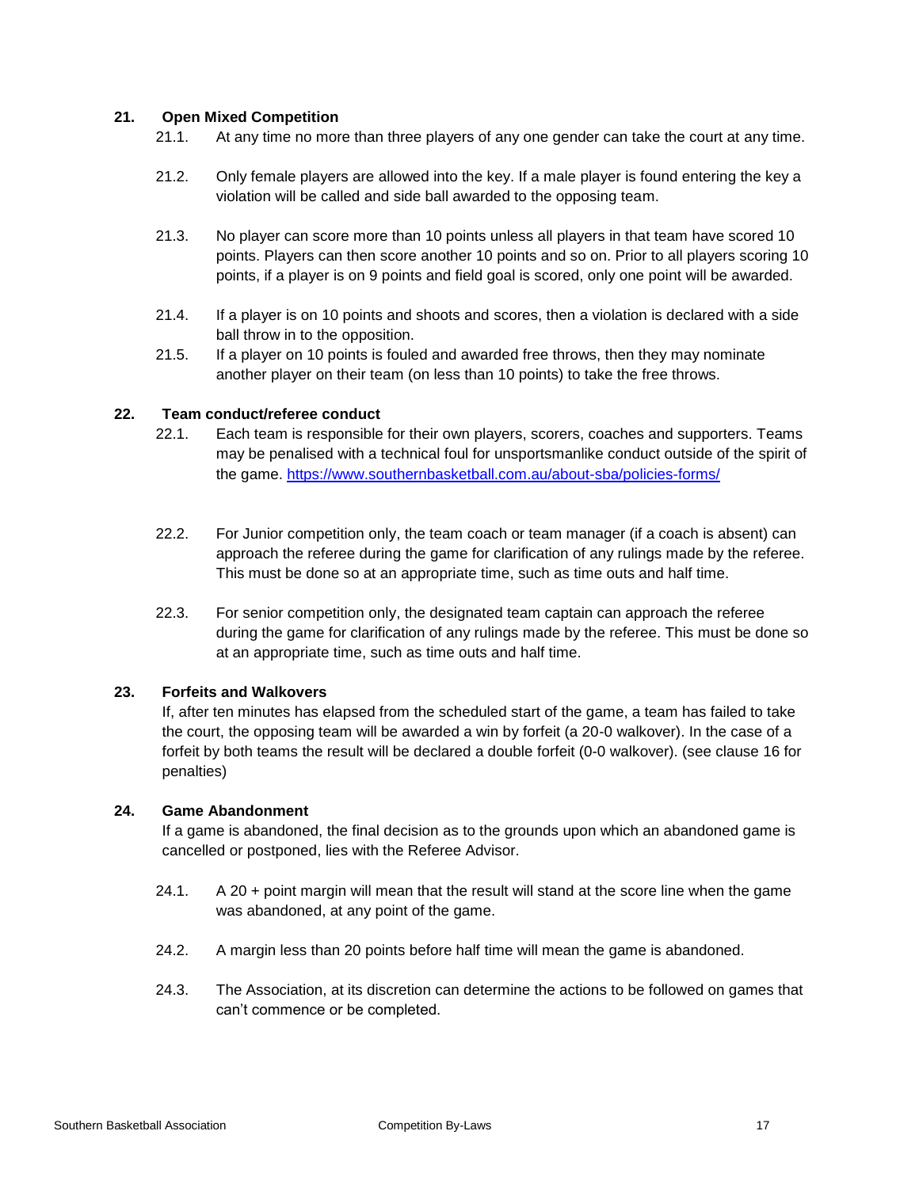## 21. Open Mixed Competition

21.1. At any time no more than three players of any one gender can take the court at any time.

21.2. Only female players are allowed into the key. If a male player is found entering the key a violation will be called and side ball awarded to the opposing team.

21.3. No player can score more than 10 points unless all players in that team have scored 10 points. Players can then score another 10 points and so on. Prior to all players scoring 10 points, if a player is on 9 points and field goal is scored, only one point will be awarded.

21.4. If a player is on 10 points and shoots and scores, then a violation is declared with a side ball throw in to the opposition.

21.5. If a player on 10 points is fouled and awarded free throws, then they may nominate another player on their team (on less than 10 points) to take the free throws.

## 22. Team conduct/referee conduct

22.1. Each team is responsible for their own players, scorers, coaches and supporters. Teams may be penalised with a technical foul for unsportsmanlike conduct outside of the spirit of the game. [https://www.southernbasketball.com.au/about-sba/policies-forms/](https://www.southernbasketball.com.au/about-sba/policies-forms/)

22.2. For Junior competition only, the team coach or team manager (if a coach is absent) can approach the referee during the game for clarification of any rulings made by the referee. This must be done so at an appropriate time, such as time outs and half time.

22.3. For senior competition only, the designated team captain can approach the referee during the game for clarification of any rulings made by the referee. This must be done so at an appropriate time, such as time outs and half time.

## 23. Forfeits and Walkovers

If, after ten minutes has elapsed from the scheduled start of the game, a team has failed to take the court, the opposing team will be awarded a win by forfeit (a 20-0 walkover). In the case of a forfeit by both teams the result will be declared a double forfeit (0-0 walkover). (see clause 16 for penalties)

## 24. Game Abandonment

If a game is abandoned, the final decision as to the grounds upon which an abandoned game is cancelled or postponed, lies with the Referee Advisor.

24.1. A 20 + point margin will mean that the result will stand at the score line when the game was abandoned, at any point of the game.

24.2. A margin less than 20 points before half time will mean the game is abandoned.

24.3. The Association, at its discretion can determine the actions to be followed on games that can't commence or be completed.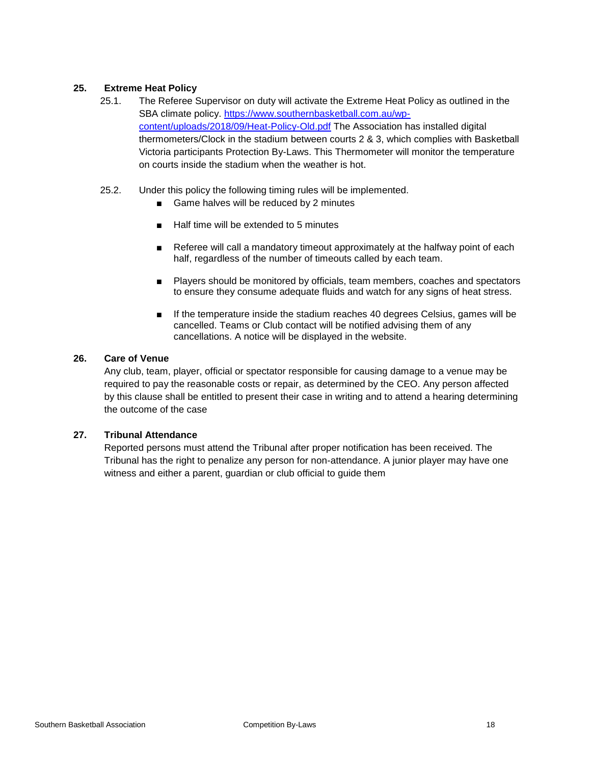## 25. Extreme Heat Policy

25.1. The Referee Supervisor on duty will activate the Extreme Heat Policy as outlined in the SBA climate policy. [https://www.southernbasketball.com.au/wp-content/uploads/2018/09/Heat-Policy-Old.pdf](https://www.southernbasketball.com.au/wp-content/uploads/2018/09/Heat-Policy-Old.pdf) The Association has installed digital thermometers/Clock in the stadium between courts 2 & 3, which complies with Basketball Victoria participants Protection By-Laws. This Thermometer will monitor the temperature on courts inside the stadium when the weather is hot.

25.2. Under this policy the following timing rules will be implemented.

- Game halves will be reduced by 2 minutes
- Half time will be extended to 5 minutes
- Referee will call a mandatory timeout approximately at the halfway point of each half, regardless of the number of timeouts called by each team.
- Players should be monitored by officials, team members, coaches and spectators to ensure they consume adequate fluids and watch for any signs of heat stress.
- If the temperature inside the stadium reaches 40 degrees Celsius, games will be cancelled. Teams or Club contact will be notified advising them of any cancellations. A notice will be displayed in the website.

## 26. Care of Venue

Any club, team, player, official or spectator responsible for causing damage to a venue may be required to pay the reasonable costs or repair, as determined by the CEO. Any person affected by this clause shall be entitled to present their case in writing and to attend a hearing determining the outcome of the case

## 27. Tribunal Attendance

Reported persons must attend the Tribunal after proper notification has been received. The Tribunal has the right to penalize any person for non-attendance. A junior player may have one witness and either a parent, guardian or club official to guide them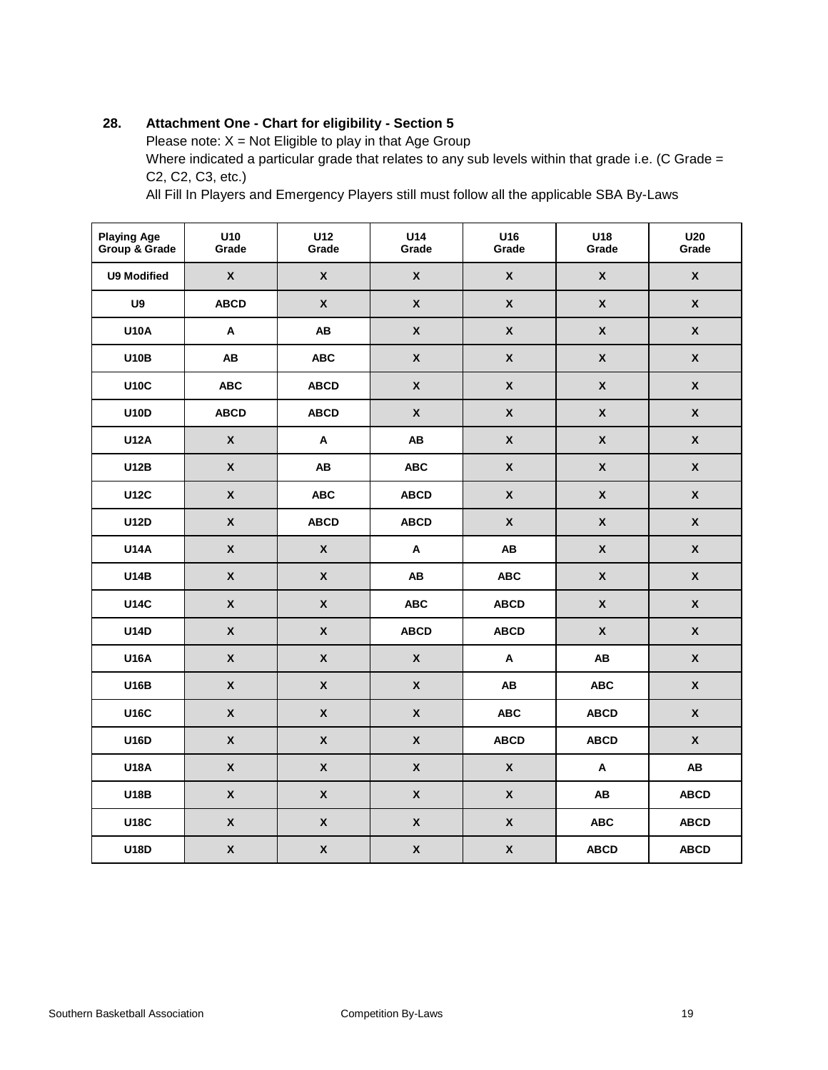**28. Attachment One - Chart for eligibility - Section 5**

Please note: X = Not Eligible to play in that Age Group

Where indicated a particular grade that relates to any sub levels within that grade i.e. (C Grade = C2, C2, C3, etc.)

All Fill In Players and Emergency Players still must follow all the applicable SBA By-Laws

| Playing Age Group & Grade | U10 Grade | U12 Grade | U14 Grade | U16 Grade | U18 Grade | U20 Grade |
|---|---|---|---|---|---|---|
| U9 Modified | X | X | X | X | X | X |
| U9 | ABCD | X | X | X | X | X |
| U10A | A | AB | X | X | X | X |
| U10B | AB | ABC | X | X | X | X |
| U10C | ABC | ABCD | X | X | X | X |
| U10D | ABCD | ABCD | X | X | X | X |
| U12A | X | A | AB | X | X | X |
| U12B | X | AB | ABC | X | X | X |
| U12C | X | ABC | ABCD | X | X | X |
| U12D | X | ABCD | ABCD | X | X | X |
| U14A | X | X | A | AB | X | X |
| U14B | X | X | AB | ABC | X | X |
| U14C | X | X | ABC | ABCD | X | X |
| U14D | X | X | ABCD | ABCD | X | X |
| U16A | X | X | X | A | AB | X |
| U16B | X | X | X | AB | ABC | X |
| U16C | X | X | X | ABC | ABCD | X |
| U16D | X | X | X | ABCD | ABCD | X |
| U18A | X | X | X | X | A | AB |
| U18B | X | X | X | X | AB | ABCD |
| U18C | X | X | X | X | ABC | ABCD |
| U18D | X | X | X | X | ABCD | ABCD |